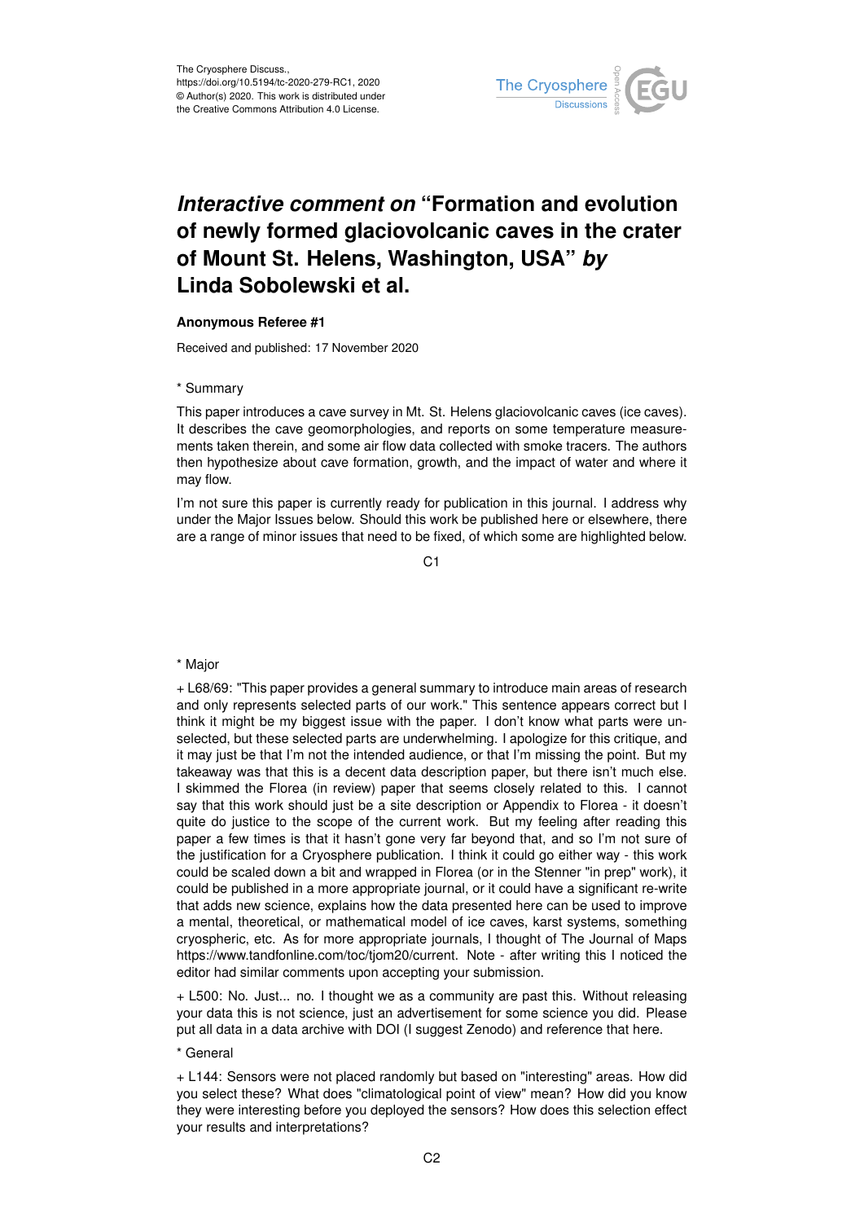# *Interactive comment on* “Formation and evolution of newly formed glaciovolcanic caves in the crater of Mount St. Helens, Washington, USA” *by* Linda Sobolewski et al.

**Anonymous Referee #1**

Received and published: 17 November 2020

* Summary

This paper introduces a cave survey in Mt. St. Helens glaciovolcanic caves (ice caves). It describes the cave geomorphologies, and reports on some temperature measurements taken therein, and some air flow data collected with smoke tracers. The authors then hypothesize about cave formation, growth, and the impact of water and where it may flow.

I'm not sure this paper is currently ready for publication in this journal. I address why under the Major Issues below. Should this work be published here or elsewhere, there are a range of minor issues that need to be fixed, of which some are highlighted below.

* Major

+ L68/69: "This paper provides a general summary to introduce main areas of research and only represents selected parts of our work." This sentence appears correct but I think it might be my biggest issue with the paper. I don't know what parts were unselected, but these selected parts are underwhelming. I apologize for this critique, and it may just be that I'm not the intended audience, or that I'm missing the point. But my takeaway was that this is a decent data description paper, but there isn't much else. I skimmed the Florea (in review) paper that seems closely related to this. I cannot say that this work should just be a site description or Appendix to Florea - it doesn't quite do justice to the scope of the current work. But my feeling after reading this paper a few times is that it hasn't gone very far beyond that, and so I'm not sure of the justification for a Cryosphere publication. I think it could go either way - this work could be scaled down a bit and wrapped in Florea (or in the Stenner "in prep" work), it could be published in a more appropriate journal, or it could have a significant re-write that adds new science, explains how the data presented here can be used to improve a mental, theoretical, or mathematical model of ice caves, karst systems, something cryospheric, etc. As for more appropriate journals, I thought of The Journal of Maps https://www.tandfonline.com/toc/tjom20/current. Note - after writing this I noticed the editor had similar comments upon accepting your submission.

+ L500: No. Just... no. I thought we as a community are past this. Without releasing your data this is not science, just an advertisement for some science you did. Please put all data in a data archive with DOI (I suggest Zenodo) and reference that here.

* General

+ L144: Sensors were not placed randomly but based on "interesting" areas. How did you select these? What does "climatological point of view" mean? How did you know they were interesting before you deployed the sensors? How does this selection effect your results and interpretations?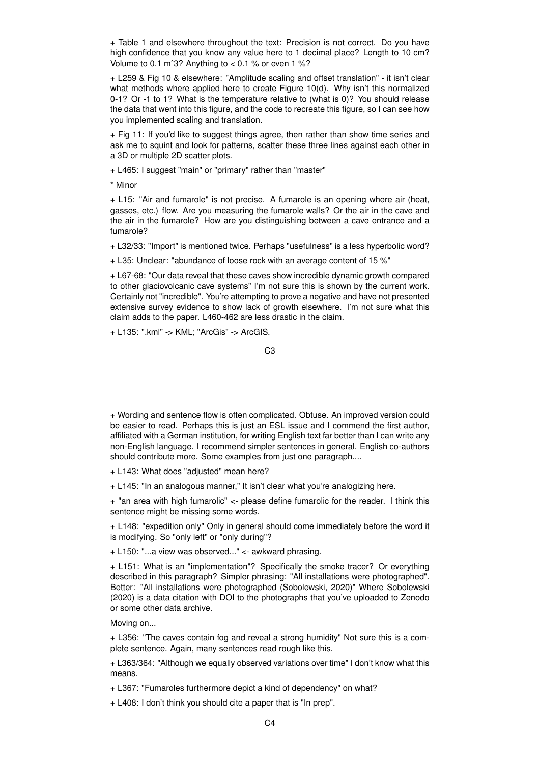+ Table 1 and elsewhere throughout the text: Precision is not correct. Do you have high confidence that you know any value here to 1 decimal place? Length to 10 cm? Volume to 0.1 m^3? Anything to < 0.1 % or even 1 %?

+ L259 & Fig 10 & elsewhere: "Amplitude scaling and offset translation" - it isn't clear what methods where applied here to create Figure 10(d). Why isn't this normalized 0-1? Or -1 to 1? What is the temperature relative to (what is 0)? You should release the data that went into this figure, and the code to recreate this figure, so I can see how you implemented scaling and translation.

+ Fig 11: If you'd like to suggest things agree, then rather than show time series and ask me to squint and look for patterns, scatter these three lines against each other in a 3D or multiple 2D scatter plots.

+ L465: I suggest "main" or "primary" rather than "master"

* Minor

+ L15: "Air and fumarole" is not precise. A fumarole is an opening where air (heat, gasses, etc.) flow. Are you measuring the fumarole walls? Or the air in the cave and the air in the fumarole? How are you distinguishing between a cave entrance and a fumarole?

+ L32/33: "Import" is mentioned twice. Perhaps "usefulness" is a less hyperbolic word?

+ L35: Unclear: "abundance of loose rock with an average content of 15 %"

+ L67-68: "Our data reveal that these caves show incredible dynamic growth compared to other glaciovolcanic cave systems" I'm not sure this is shown by the current work. Certainly not "incredible". You're attempting to prove a negative and have not presented extensive survey evidence to show lack of growth elsewhere. I'm not sure what this claim adds to the paper. L460-462 are less drastic in the claim.

+ L135: ".kml" -> KML; "ArcGis" -> ArcGIS.

+ Wording and sentence flow is often complicated. Obtuse. An improved version could be easier to read. Perhaps this is just an ESL issue and I commend the first author, affiliated with a German institution, for writing English text far better than I can write any non-English language. I recommend simpler sentences in general. English co-authors should contribute more. Some examples from just one paragraph....

+ L143: What does "adjusted" mean here?

+ L145: "In an analogous manner," It isn't clear what you're analogizing here.

+ "an area with high fumarolic" <- please define fumarolic for the reader. I think this sentence might be missing some words.

+ L148: "expedition only" Only in general should come immediately before the word it is modifying. So "only left" or "only during"?

+ L150: "...a view was observed..." <- awkward phrasing.

+ L151: What is an "implementation"? Specifically the smoke tracer? Or everything described in this paragraph? Simpler phrasing: "All installations were photographed". Better: "All installations were photographed (Sobolewski, 2020)" Where Sobolewski (2020) is a data citation with DOI to the photographs that you've uploaded to Zenodo or some other data archive.

Moving on...

+ L356: "The caves contain fog and reveal a strong humidity" Not sure this is a complete sentence. Again, many sentences read rough like this.

+ L363/364: "Although we equally observed variations over time" I don't know what this means.

+ L367: "Fumaroles furthermore depict a kind of dependency" on what?

+ L408: I don't think you should cite a paper that is "In prep".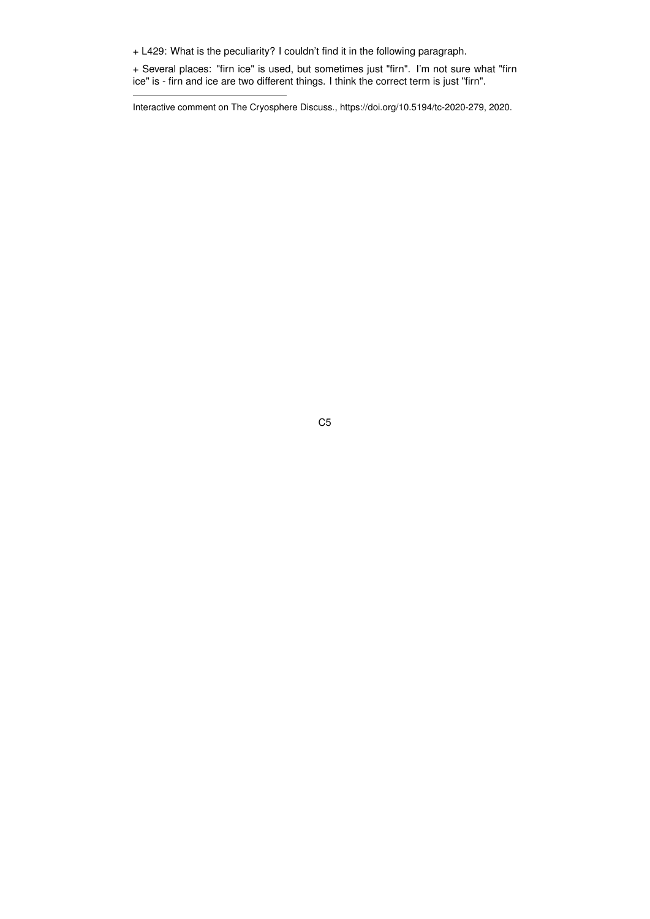+ L429: What is the peculiarity? I couldn't find it in the following paragraph.

+ Several places: "firn ice" is used, but sometimes just "firn". I'm not sure what "firn ice" is - firn and ice are two different things. I think the correct term is just "firn".

---

Interactive comment on The Cryosphere Discuss., https://doi.org/10.5194/tc-2020-279, 2020.